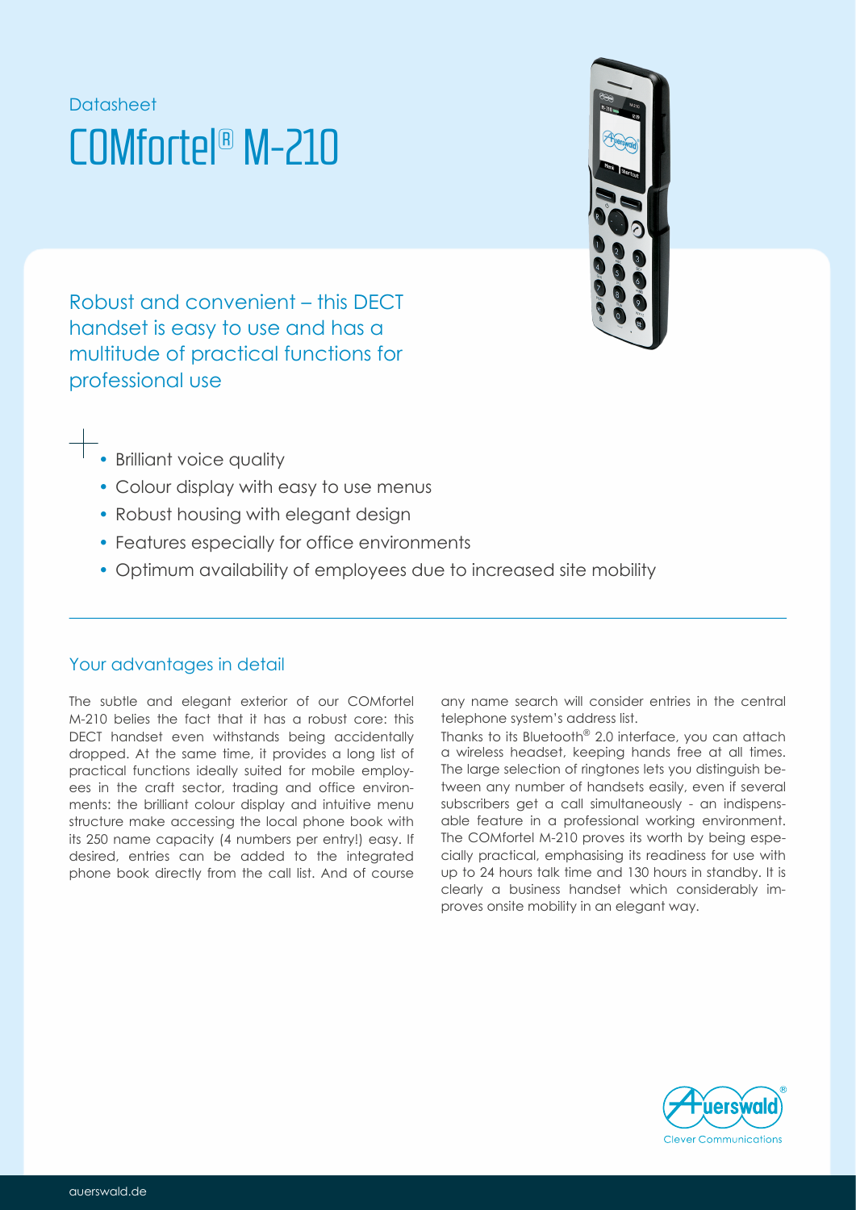Datasheet

# COMfortel® M-210

## Robust and convenient – this DECT handset is easy to use and has a multitude of practical functions for professional use

- Brilliant voice quality
- Colour display with easy to use menus
- Robust housing with elegant design
- Features especially for office environments
- Optimum availability of employees due to increased site mobility

### Your advantages in detail

The subtle and elegant exterior of our COMfortel M-210 belies the fact that it has a robust core: this DECT handset even withstands being accidentally dropped. At the same time, it provides a long list of practical functions ideally suited for mobile employees in the craft sector, trading and office environments: the brilliant colour display and intuitive menu structure make accessing the local phone book with its 250 name capacity (4 numbers per entry!) easy. If desired, entries can be added to the integrated phone book directly from the call list. And of course any name search will consider entries in the central telephone system's address list.

Thanks to its Bluetooth® 2.0 interface, you can attach a wireless headset, keeping hands free at all times. The large selection of ringtones lets you distinguish between any number of handsets easily, even if several subscribers get a call simultaneously - an indispensable feature in a professional working environment. The COMfortel M-210 proves its worth by being especially practical, emphasising its readiness for use with up to 24 hours talk time and 130 hours in standby. It is clearly a business handset which considerably improves onsite mobility in an elegant way.

Auerswald®
Clever Communications

auerswald.de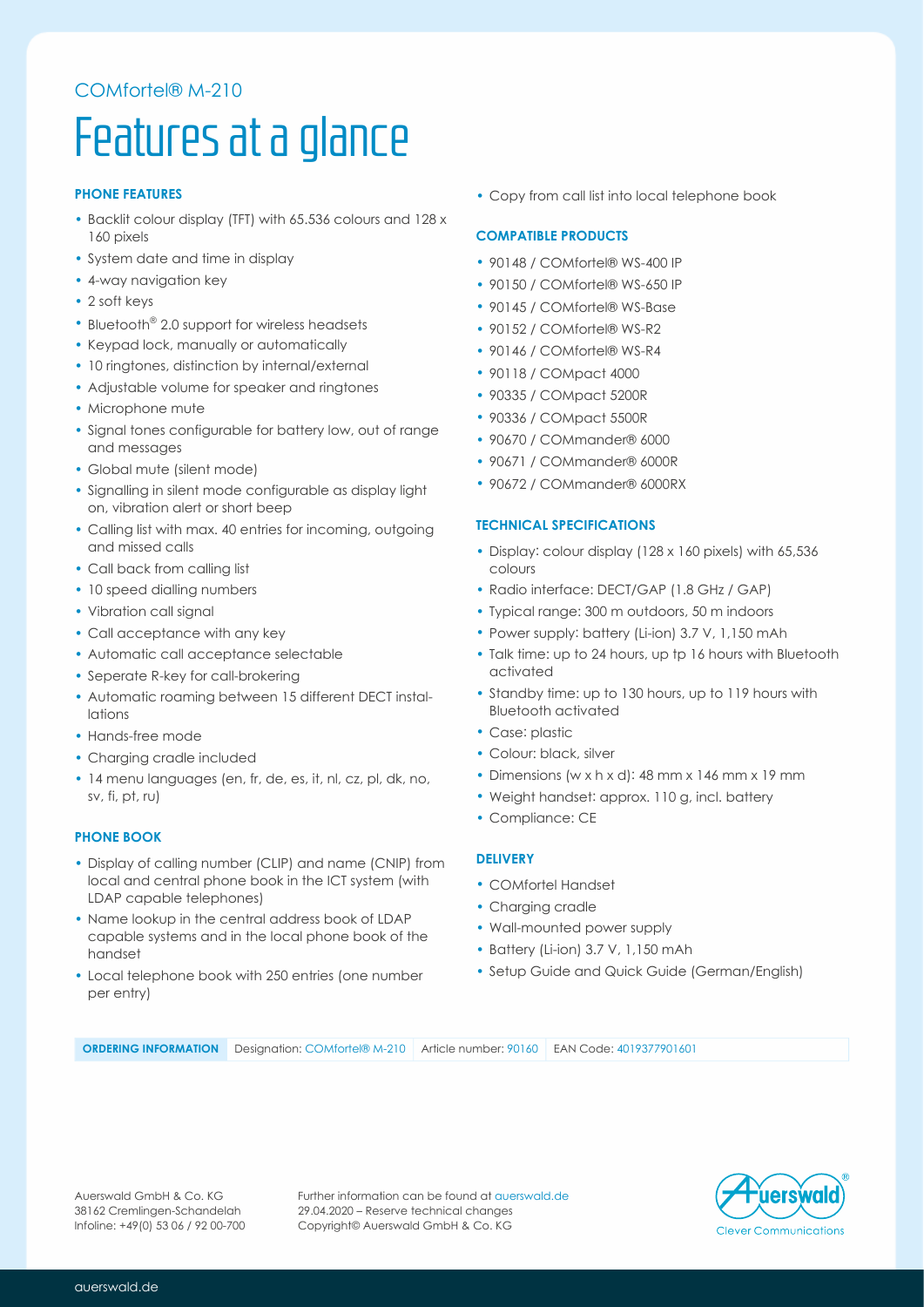COMfortel® M-210

# Features at a glance

### PHONE FEATURES

- Backlit colour display (TFT) with 65.536 colours and 128 x 160 pixels
- System date and time in display
- 4-way navigation key
- 2 soft keys
- Bluetooth® 2.0 support for wireless headsets
- Keypad lock, manually or automatically
- 10 ringtones, distinction by internal/external
- Adjustable volume for speaker and ringtones
- Microphone mute
- Signal tones configurable for battery low, out of range and messages
- Global mute (silent mode)
- Signalling in silent mode configurable as display light on, vibration alert or short beep
- Calling list with max. 40 entries for incoming, outgoing and missed calls
- Call back from calling list
- 10 speed dialling numbers
- Vibration call signal
- Call acceptance with any key
- Automatic call acceptance selectable
- Seperate R-key for call-brokering
- Automatic roaming between 15 different DECT installations
- Hands-free mode
- Charging cradle included
- 14 menu languages (en, fr, de, es, it, nl, cz, pl, dk, no, sv, fi, pt, ru)

### PHONE BOOK

- Display of calling number (CLIP) and name (CNIP) from local and central phone book in the ICT system (with LDAP capable telephones)
- Name lookup in the central address book of LDAP capable systems and in the local phone book of the handset
- Local telephone book with 250 entries (one number per entry)
- Copy from call list into local telephone book

### COMPATIBLE PRODUCTS

- 90148 / COMfortel® WS-400 IP
- 90150 / COMfortel® WS-650 IP
- 90145 / COMfortel® WS-Base
- 90152 / COMfortel® WS-R2
- 90146 / COMfortel® WS-R4
- 90118 / COMpact 4000
- 90335 / COMpact 5200R
- 90336 / COMpact 5500R
- 90670 / COMmander® 6000
- 90671 / COMmander® 6000R
- 90672 / COMmander® 6000RX

### TECHNICAL SPECIFICATIONS

- Display: colour display (128 x 160 pixels) with 65,536 colours
- Radio interface: DECT/GAP (1.8 GHz / GAP)
- Typical range: 300 m outdoors, 50 m indoors
- Power supply: battery (Li-ion) 3.7 V, 1,150 mAh
- Talk time: up to 24 hours, up tp 16 hours with Bluetooth activated
- Standby time: up to 130 hours, up to 119 hours with Bluetooth activated
- Case: plastic
- Colour: black, silver
- Dimensions (w x h x d): 48 mm x 146 mm x 19 mm
- Weight handset: approx. 110 g, incl. battery
- Compliance: CE

### DELIVERY

- COMfortel Handset
- Charging cradle
- Wall-mounted power supply
- Battery (Li-ion) 3.7 V, 1,150 mAh
- Setup Guide and Quick Guide (German/English)

| | | | |
|---|---|---|---|
| **ORDERING INFORMATION** | Designation: COMfortel® M-210 | Article number: 90160 | EAN Code: 4019377901601 |

Auerswald GmbH & Co. KG
38162 Cremlingen-Schandelah
Infoline: +49(0) 53 06 / 92 00-700

Further information can be found at auerswald.de
29.04.2020 – Reserve technical changes
Copyright© Auerswald GmbH & Co. KG

Auerswald® Clever Communications